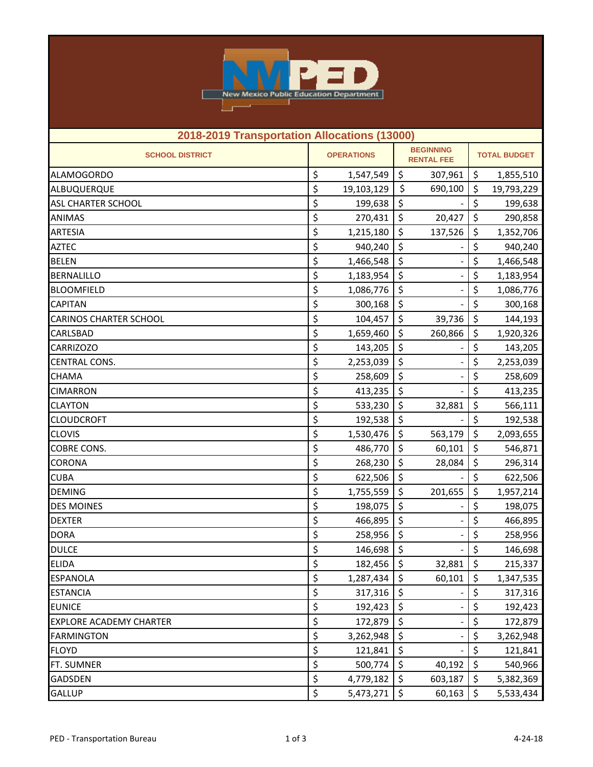# 2018-2019 Transportation Allocations (13000)

| SCHOOL DISTRICT | OPERATIONS | BEGINNING RENTAL FEE | TOTAL BUDGET |
|---|---|---|---|
| ALAMOGORDO | $ 1,547,549 | $ 307,961 | $ 1,855,510 |
| ALBUQUERQUE | $ 19,103,129 | $ 690,100 | $ 19,793,229 |
| ASL CHARTER SCHOOL | $ 199,638 | $ - | $ 199,638 |
| ANIMAS | $ 270,431 | $ 20,427 | $ 290,858 |
| ARTESIA | $ 1,215,180 | $ 137,526 | $ 1,352,706 |
| AZTEC | $ 940,240 | $ - | $ 940,240 |
| BELEN | $ 1,466,548 | $ - | $ 1,466,548 |
| BERNALILLO | $ 1,183,954 | $ - | $ 1,183,954 |
| BLOOMFIELD | $ 1,086,776 | $ - | $ 1,086,776 |
| CAPITAN | $ 300,168 | $ - | $ 300,168 |
| CARINOS CHARTER SCHOOL | $ 104,457 | $ 39,736 | $ 144,193 |
| CARLSBAD | $ 1,659,460 | $ 260,866 | $ 1,920,326 |
| CARRIZOZO | $ 143,205 | $ - | $ 143,205 |
| CENTRAL CONS. | $ 2,253,039 | $ - | $ 2,253,039 |
| CHAMA | $ 258,609 | $ - | $ 258,609 |
| CIMARRON | $ 413,235 | $ - | $ 413,235 |
| CLAYTON | $ 533,230 | $ 32,881 | $ 566,111 |
| CLOUDCROFT | $ 192,538 | $ - | $ 192,538 |
| CLOVIS | $ 1,530,476 | $ 563,179 | $ 2,093,655 |
| COBRE CONS. | $ 486,770 | $ 60,101 | $ 546,871 |
| CORONA | $ 268,230 | $ 28,084 | $ 296,314 |
| CUBA | $ 622,506 | $ - | $ 622,506 |
| DEMING | $ 1,755,559 | $ 201,655 | $ 1,957,214 |
| DES MOINES | $ 198,075 | $ - | $ 198,075 |
| DEXTER | $ 466,895 | $ - | $ 466,895 |
| DORA | $ 258,956 | $ - | $ 258,956 |
| DULCE | $ 146,698 | $ - | $ 146,698 |
| ELIDA | $ 182,456 | $ 32,881 | $ 215,337 |
| ESPANOLA | $ 1,287,434 | $ 60,101 | $ 1,347,535 |
| ESTANCIA | $ 317,316 | $ - | $ 317,316 |
| EUNICE | $ 192,423 | $ - | $ 192,423 |
| EXPLORE ACADEMY CHARTER | $ 172,879 | $ - | $ 172,879 |
| FARMINGTON | $ 3,262,948 | $ - | $ 3,262,948 |
| FLOYD | $ 121,841 | $ - | $ 121,841 |
| FT. SUMNER | $ 500,774 | $ 40,192 | $ 540,966 |
| GADSDEN | $ 4,779,182 | $ 603,187 | $ 5,382,369 |
| GALLUP | $ 5,473,271 | $ 60,163 | $ 5,533,434 |

PED - Transportation Bureau　　　　4-24-18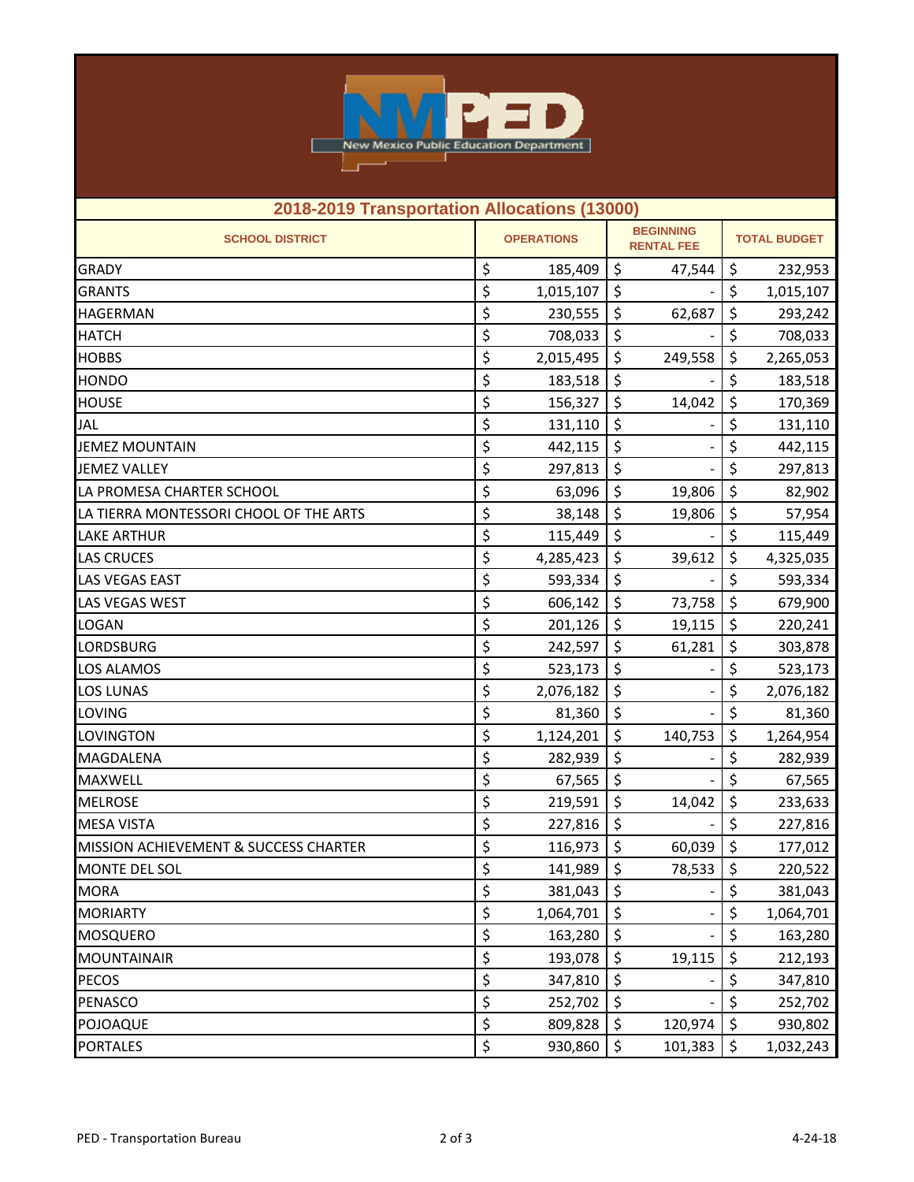## 2018-2019 Transportation Allocations (13000)

| SCHOOL DISTRICT | OPERATIONS | BEGINNING RENTAL FEE | TOTAL BUDGET |
|---|---|---|---|
| GRADY | $ 185,409 | $ 47,544 | $ 232,953 |
| GRANTS | $ 1,015,107 | $ - | $ 1,015,107 |
| HAGERMAN | $ 230,555 | $ 62,687 | $ 293,242 |
| HATCH | $ 708,033 | $ - | $ 708,033 |
| HOBBS | $ 2,015,495 | $ 249,558 | $ 2,265,053 |
| HONDO | $ 183,518 | $ - | $ 183,518 |
| HOUSE | $ 156,327 | $ 14,042 | $ 170,369 |
| JAL | $ 131,110 | $ - | $ 131,110 |
| JEMEZ MOUNTAIN | $ 442,115 | $ - | $ 442,115 |
| JEMEZ VALLEY | $ 297,813 | $ - | $ 297,813 |
| LA PROMESA CHARTER SCHOOL | $ 63,096 | $ 19,806 | $ 82,902 |
| LA TIERRA MONTESSORI CHOOL OF THE ARTS | $ 38,148 | $ 19,806 | $ 57,954 |
| LAKE ARTHUR | $ 115,449 | $ - | $ 115,449 |
| LAS CRUCES | $ 4,285,423 | $ 39,612 | $ 4,325,035 |
| LAS VEGAS EAST | $ 593,334 | $ - | $ 593,334 |
| LAS VEGAS WEST | $ 606,142 | $ 73,758 | $ 679,900 |
| LOGAN | $ 201,126 | $ 19,115 | $ 220,241 |
| LORDSBURG | $ 242,597 | $ 61,281 | $ 303,878 |
| LOS ALAMOS | $ 523,173 | $ - | $ 523,173 |
| LOS LUNAS | $ 2,076,182 | $ - | $ 2,076,182 |
| LOVING | $ 81,360 | $ - | $ 81,360 |
| LOVINGTON | $ 1,124,201 | $ 140,753 | $ 1,264,954 |
| MAGDALENA | $ 282,939 | $ - | $ 282,939 |
| MAXWELL | $ 67,565 | $ - | $ 67,565 |
| MELROSE | $ 219,591 | $ 14,042 | $ 233,633 |
| MESA VISTA | $ 227,816 | $ - | $ 227,816 |
| MISSION ACHIEVEMENT & SUCCESS CHARTER | $ 116,973 | $ 60,039 | $ 177,012 |
| MONTE DEL SOL | $ 141,989 | $ 78,533 | $ 220,522 |
| MORA | $ 381,043 | $ - | $ 381,043 |
| MORIARTY | $ 1,064,701 | $ - | $ 1,064,701 |
| MOSQUERO | $ 163,280 | $ - | $ 163,280 |
| MOUNTAINAIR | $ 193,078 | $ 19,115 | $ 212,193 |
| PECOS | $ 347,810 | $ - | $ 347,810 |
| PENASCO | $ 252,702 | $ - | $ 252,702 |
| POJOAQUE | $ 809,828 | $ 120,974 | $ 930,802 |
| PORTALES | $ 930,860 | $ 101,383 | $ 1,032,243 |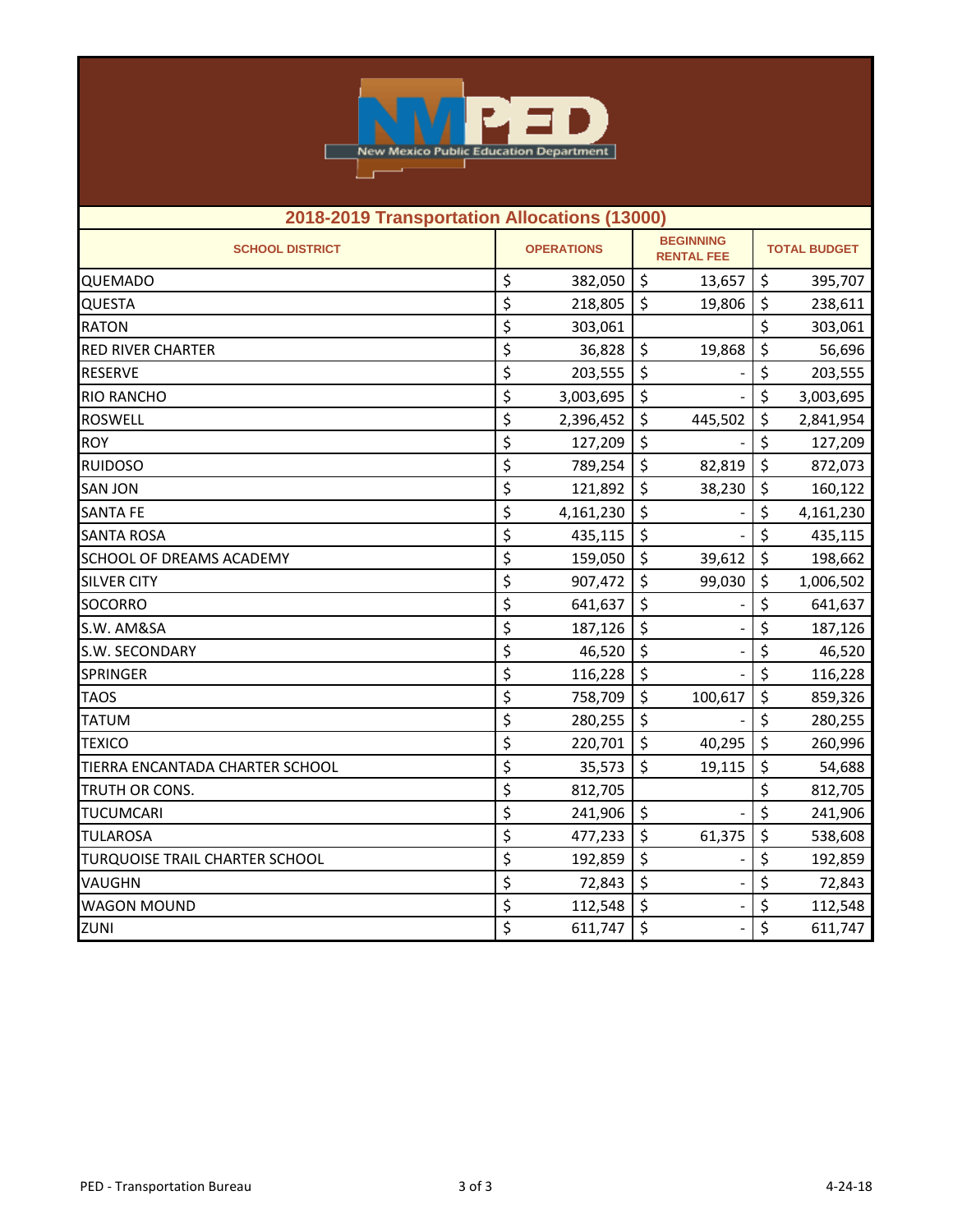New Mexico Public Education Department

## 2018-2019 Transportation Allocations (13000)

| SCHOOL DISTRICT | OPERATIONS | BEGINNING RENTAL FEE | TOTAL BUDGET |
|---|---|---|---|
| QUEMADO | $ 382,050 | $ 13,657 | $ 395,707 |
| QUESTA | $ 218,805 | $ 19,806 | $ 238,611 |
| RATON | $ 303,061 | | $ 303,061 |
| RED RIVER CHARTER | $ 36,828 | $ 19,868 | $ 56,696 |
| RESERVE | $ 203,555 | $ - | $ 203,555 |
| RIO RANCHO | $ 3,003,695 | $ - | $ 3,003,695 |
| ROSWELL | $ 2,396,452 | $ 445,502 | $ 2,841,954 |
| ROY | $ 127,209 | $ - | $ 127,209 |
| RUIDOSO | $ 789,254 | $ 82,819 | $ 872,073 |
| SAN JON | $ 121,892 | $ 38,230 | $ 160,122 |
| SANTA FE | $ 4,161,230 | $ - | $ 4,161,230 |
| SANTA ROSA | $ 435,115 | $ - | $ 435,115 |
| SCHOOL OF DREAMS ACADEMY | $ 159,050 | $ 39,612 | $ 198,662 |
| SILVER CITY | $ 907,472 | $ 99,030 | $ 1,006,502 |
| SOCORRO | $ 641,637 | $ - | $ 641,637 |
| S.W. AM&SA | $ 187,126 | $ - | $ 187,126 |
| S.W. SECONDARY | $ 46,520 | $ - | $ 46,520 |
| SPRINGER | $ 116,228 | $ - | $ 116,228 |
| TAOS | $ 758,709 | $ 100,617 | $ 859,326 |
| TATUM | $ 280,255 | $ - | $ 280,255 |
| TEXICO | $ 220,701 | $ 40,295 | $ 260,996 |
| TIERRA ENCANTADA CHARTER SCHOOL | $ 35,573 | $ 19,115 | $ 54,688 |
| TRUTH OR CONS. | $ 812,705 | | $ 812,705 |
| TUCUMCARI | $ 241,906 | $ - | $ 241,906 |
| TULAROSA | $ 477,233 | $ 61,375 | $ 538,608 |
| TURQUOISE TRAIL CHARTER SCHOOL | $ 192,859 | $ - | $ 192,859 |
| VAUGHN | $ 72,843 | $ - | $ 72,843 |
| WAGON MOUND | $ 112,548 | $ - | $ 112,548 |
| ZUNI | $ 611,747 | $ - | $ 611,747 |

PED - Transportation Bureau 4-24-18